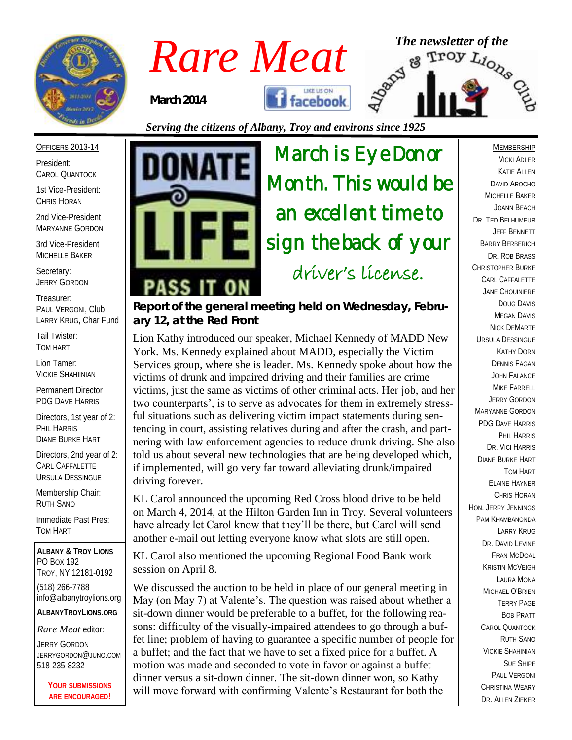# Rare Meat

**March 2014**

*The newsletter of the Albany & Troy Lions Club*

*Serving the citizens of Albany, Troy and environs since 1925*

OFFICERS 2013-14

President:
CAROL QUANTOCK

1st Vice-President:
CHRIS HORAN

2nd Vice-President
MARYANNE GORDON

3rd Vice-President
MICHELLE BAKER

Secretary:
JERRY GORDON

Treasurer:
PAUL VERGONI, Club
LARRY KRUG, Char Fund

Tail Twister:
TOM HART

Lion Tamer:
VICKIE SHAHIINIAN

Permanent Director
PDG DAVE HARRIS

Directors, 1st year of 2:
PHIL HARRIS
DIANE BURKE HART

Directors, 2nd year of 2:
CARL CAFFALETTE
URSULA DESSINGUE

Membership Chair:
RUTH SANO

Immediate Past Pres:
TOM HART

**ALBANY & TROY LIONS**
PO BOX 192
TROY, NY 12181-0192
(518) 266-7788
info@albanytroylions.org
**ALBANYTROYLIONS.ORG**

*Rare Meat* editor:
JERRY GORDON
JERRYGORDON@JUNO.COM
518-235-8232

**YOUR SUBMISSIONS ARE ENCOURAGED!**

DONATE LIFE — PASS IT ON

## March is Eye Donor Month. This would be an excellent time to sign the back of your driver's license.

**Report of the general meeting held on Wednesday, February 12, at the Red Front**

Lion Kathy introduced our speaker, Michael Kennedy of MADD New York. Ms. Kennedy explained about MADD, especially the Victim Services group, where she is leader. Ms. Kennedy spoke about how the victims of drunk and impaired driving and their families are crime victims, just the same as victims of other criminal acts. Her job, and her two counterparts', is to serve as advocates for them in extremely stressful situations such as delivering victim impact statements during sentencing in court, assisting relatives during and after the crash, and partnering with law enforcement agencies to reduce drunk driving. She also told us about several new technologies that are being developed which, if implemented, will go very far toward alleviating drunk/impaired driving forever.

KL Carol announced the upcoming Red Cross blood drive to be held on March 4, 2014, at the Hilton Garden Inn in Troy. Several volunteers have already let Carol know that they'll be there, but Carol will send another e-mail out letting everyone know what slots are still open.

KL Carol also mentioned the upcoming Regional Food Bank work session on April 8.

We discussed the auction to be held in place of our general meeting in May (on May 7) at Valente's. The question was raised about whether a sit-down dinner would be preferable to a buffet, for the following reasons: difficulty of the visually-impaired attendees to go through a buffet line; problem of having to guarantee a specific number of people for a buffet; and the fact that we have to set a fixed price for a buffet. A motion was made and seconded to vote in favor or against a buffet dinner versus a sit-down dinner. The sit-down dinner won, so Kathy will move forward with confirming Valente's Restaurant for both the

MEMBERSHIP
VICKI ADLER
KATIE ALLEN
DAVID AROCHO
MICHELLE BAKER
JOANN BEACH
DR. TED BELHUMEUR
JEFF BENNETT
BARRY BERBERICH
DR. ROB BRASS
CHRISTOPHER BURKE
CARL CAFFALETTE
JANE CHOUINIERE
DOUG DAVIS
MEGAN DAVIS
NICK DEMARTE
URSULA DESSINGUE
KATHY DORN
DENNIS FAGAN
JOHN FALANCE
MIKE FARRELL
JERRY GORDON
MARYANNE GORDON
PDG DAVE HARRIS
PHIL HARRIS
DR. VICI HARRIS
DIANE BURKE HART
TOM HART
ELAINE HAYNER
CHRIS HORAN
HON. JERRY JENNINGS
PAM KHAMBANONDA
LARRY KRUG
DR. DAVID LEVINE
FRAN MCDOAL
KRISTIN MCVEIGH
LAURA MONA
MICHAEL O'BRIEN
TERRY PAGE
BOB PRATT
CAROL QUANTOCK
RUTH SANO
VICKIE SHAHINIAN
SUE SHIPE
PAUL VERGONI
CHRISTINA WEARY
DR. ALLEN ZIEKER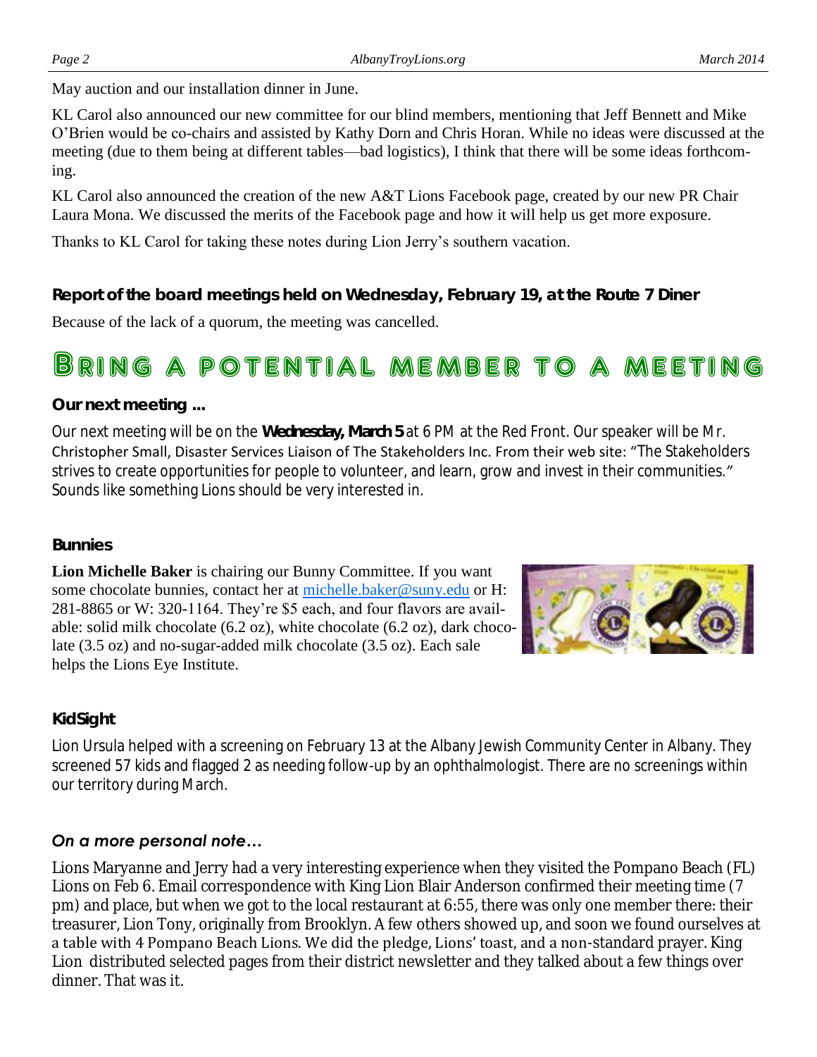May auction and our installation dinner in June.

KL Carol also announced our new committee for our blind members, mentioning that Jeff Bennett and Mike O'Brien would be co-chairs and assisted by Kathy Dorn and Chris Horan. While no ideas were discussed at the meeting (due to them being at different tables—bad logistics), I think that there will be some ideas forthcoming.

KL Carol also announced the creation of the new A&T Lions Facebook page, created by our new PR Chair Laura Mona. We discussed the merits of the Facebook page and how it will help us get more exposure.

Thanks to KL Carol for taking these notes during Lion Jerry's southern vacation.

### Report of the board meetings held on Wednesday, February 19, at the Route 7 Diner

Because of the lack of a quorum, the meeting was cancelled.

## Bring a potential member to a meeting

### Our next meeting ...

Our next meeting will be on the **Wednesday, March 5** at 6 PM at the Red Front. Our speaker will be Mr. Christopher Small, Disaster Services Liaison of The Stakeholders Inc. From their web site: "The Stakeholders strives to create opportunities for people to volunteer, and learn, grow and invest in their communities." Sounds like something Lions should be very interested in.

### Bunnies

**Lion Michelle Baker** is chairing our Bunny Committee. If you want some chocolate bunnies, contact her at michelle.baker@suny.edu or H: 281-8865 or W: 320-1164. They're $5 each, and four flavors are available: solid milk chocolate (6.2 oz), white chocolate (6.2 oz), dark chocolate (3.5 oz) and no-sugar-added milk chocolate (3.5 oz). Each sale helps the Lions Eye Institute.

### KidSight

Lion Ursula helped with a screening on February 13 at the Albany Jewish Community Center in Albany. They screened 57 kids and flagged 2 as needing follow-up by an ophthalmologist. There are no screenings within our territory during March.

### *On a more personal note…*

Lions Maryanne and Jerry had a very interesting experience when they visited the Pompano Beach (FL) Lions on Feb 6. Email correspondence with King Lion Blair Anderson confirmed their meeting time (7 pm) and place, but when we got to the local restaurant at 6:55, there was only one member there: their treasurer, Lion Tony, originally from Brooklyn. A few others showed up, and soon we found ourselves at a table with 4 Pompano Beach Lions. We did the pledge, Lions' toast, and a non-standard prayer. King Lion distributed selected pages from their district newsletter and they talked about a few things over dinner. That was it.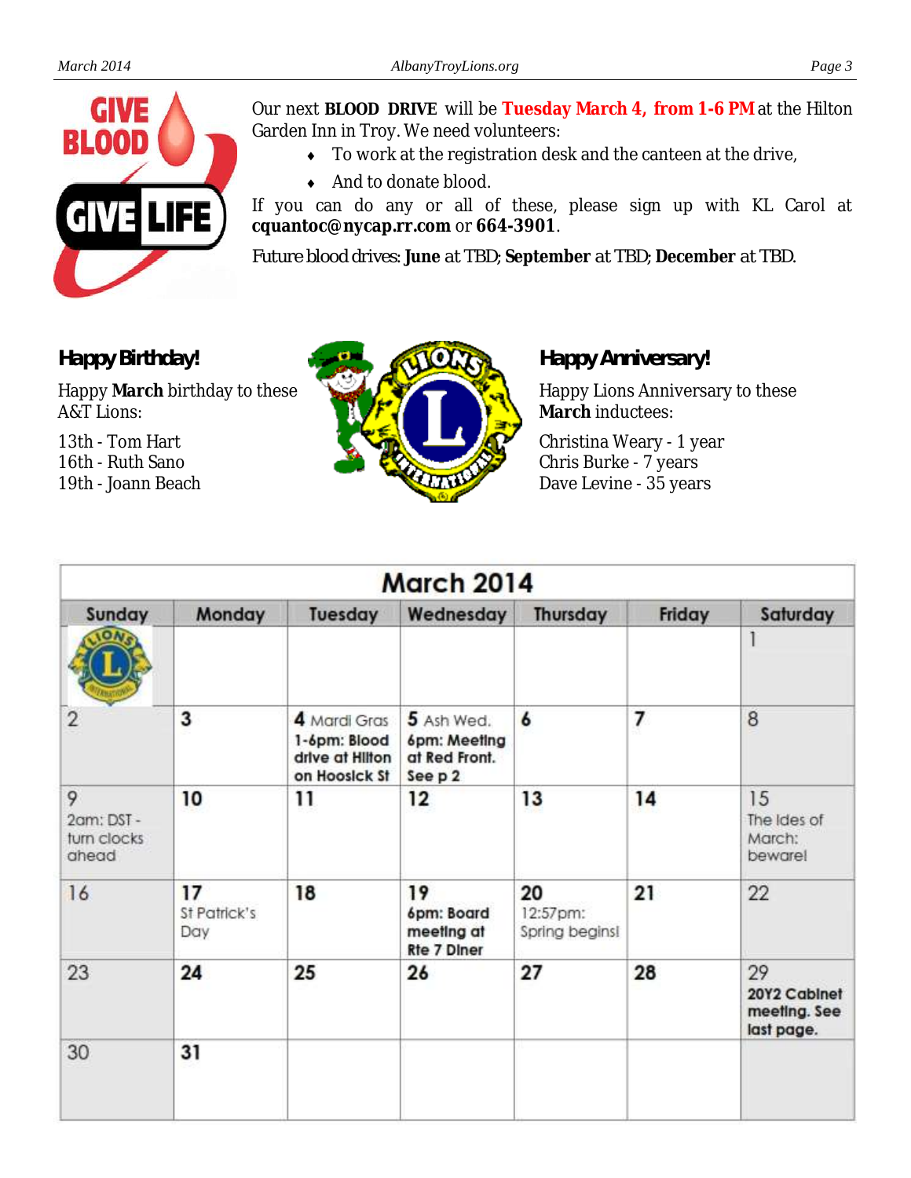Our next **BLOOD DRIVE** will be **Tuesday March 4, from 1-6 PM** at the Hilton Garden Inn in Troy. We need volunteers:

- To work at the registration desk and the canteen at the drive,
- And to donate blood.

If you can do any or all of these, please sign up with KL Carol at **cquantoc@nycap.rr.com** or **664-3901**.

Future blood drives: **June** at TBD; **September** at TBD; **December** at TBD.

## Happy Birthday!

Happy **March** birthday to these A&T Lions:

13th - Tom Hart
16th - Ruth Sano
19th - Joann Beach

## Happy Anniversary!

Happy Lions Anniversary to these **March** inductees:

Christina Weary - 1 year
Chris Burke - 7 years
Dave Levine - 35 years

**March 2014**

| Sunday | Monday | Tuesday | Wednesday | Thursday | Friday | Saturday |
|---|---|---|---|---|---|---|
| | | | | | | 1 |
| 2 | 3 | 4 Mardi Gras **1-6pm: Blood drive at Hilton on Hoosick St** | 5 Ash Wed. **6pm: Meeting at Red Front. See p 2** | 6 | 7 | 8 |
| 9 2am: DST - turn clocks ahead | 10 | 11 | 12 | 13 | 14 | 15 The Ides of March: beware! |
| 16 | 17 St Patrick's Day | 18 | 19 **6pm: Board meeting at Rte 7 Diner** | 20 12:57pm: Spring begins! | 21 | 22 |
| 23 | 24 | 25 | 26 | 27 | 28 | 29 **20Y2 Cabinet meeting. See last page.** |
| 30 | 31 | | | | | |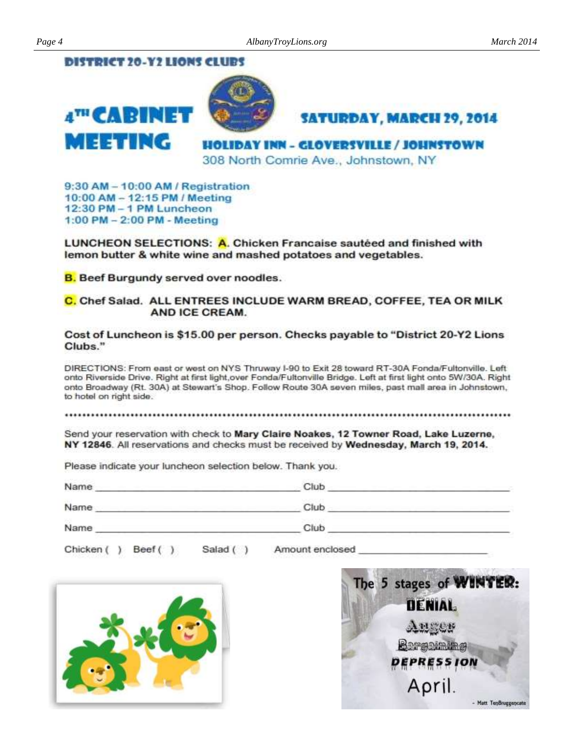# DISTRICT 20-Y2 LIONS CLUBS

## 4TH CABINET MEETING

## SATURDAY, MARCH 29, 2014

### HOLIDAY INN - GLOVERSVILLE / JOHNSTOWN

308 North Comrie Ave., Johnstown, NY

**9:30 AM – 10:00 AM / Registration**
**10:00 AM – 12:15 PM / Meeting**
**12:30 PM – 1 PM Luncheon**
**1:00 PM – 2:00 PM - Meeting**

**LUNCHEON SELECTIONS: A. Chicken Francaise sautéed and finished with lemon butter & white wine and mashed potatoes and vegetables.**

**B. Beef Burgundy served over noodles.**

**C. Chef Salad. ALL ENTREES INCLUDE WARM BREAD, COFFEE, TEA OR MILK AND ICE CREAM.**

**Cost of Luncheon is $15.00 per person. Checks payable to "District 20-Y2 Lions Clubs."**

DIRECTIONS: From east or west on NYS Thruway I-90 to Exit 28 toward RT-30A Fonda/Fultonville. Left onto Riverside Drive. Right at first light,over Fonda/Fultonville Bridge. Left at first light onto 5W/30A. Right onto Broadway (Rt. 30A) at Stewart's Shop. Follow Route 30A seven miles, past mall area in Johnstown, to hotel on right side.

\*\*\*\*\*\*\*\*\*\*\*\*\*\*\*\*\*\*\*\*\*\*\*\*\*\*\*\*\*\*\*\*\*\*\*\*\*\*\*\*\*\*\*\*\*\*\*\*\*\*\*\*\*\*\*\*\*\*\*\*\*\*\*\*\*\*\*\*\*\*\*\*\*\*\*\*\*\*

Send your reservation with check to **Mary Claire Noakes, 12 Towner Road, Lake Luzerne, NY 12846**. All reservations and checks must be received by **Wednesday, March 19, 2014.**

Please indicate your luncheon selection below. Thank you.

Name ______________________________ Club ______________________________

Name ______________________________ Club ______________________________

Name ______________________________ Club ______________________________

Chicken ( ) Beef ( ) Salad ( ) Amount enclosed ____________________

The 5 stages of WINTER:
DENIAL
Anger
Bargaining
DEPRESSION
April.
- Matt TenBruggencate